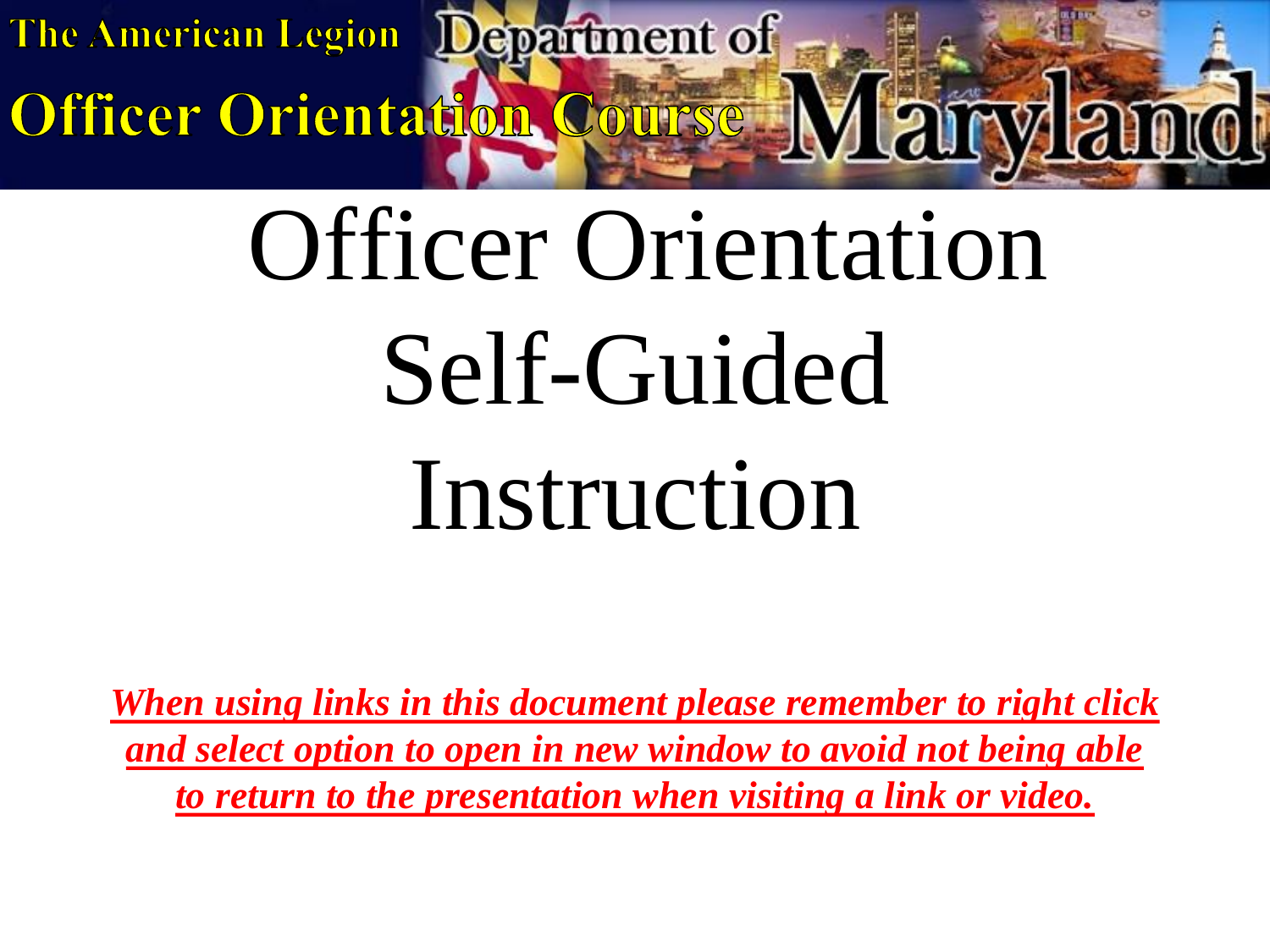The American Legion Department of Maryland

**Officer Orientation Course**

# Officer Orientation Self-Guided Instruction

***When using links in this document please remember to right click and select option to open in new window to avoid not being able to return to the presentation when visiting a link or video.***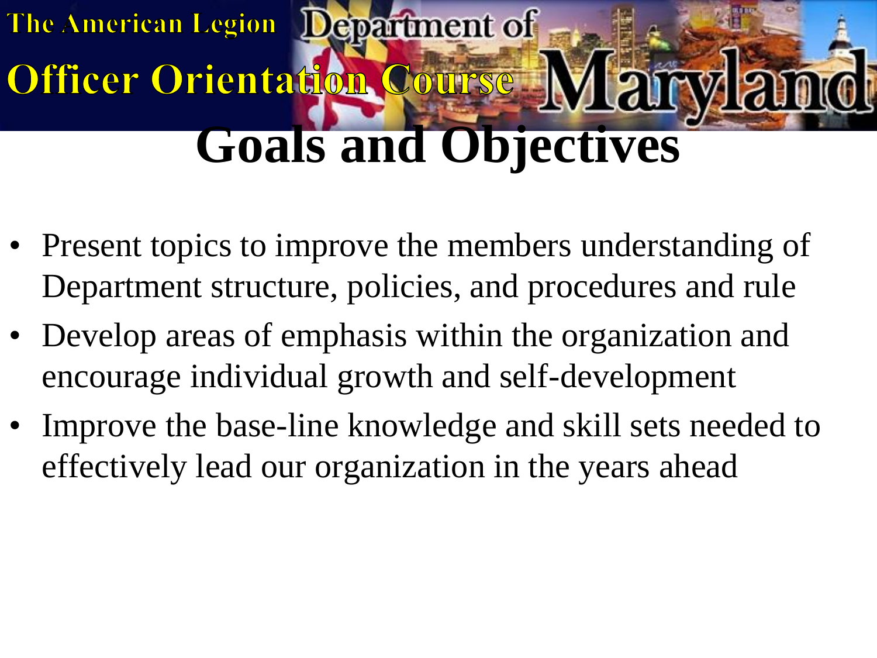# Goals and Objectives

- Present topics to improve the members understanding of Department structure, policies, and procedures and rule
- Develop areas of emphasis within the organization and encourage individual growth and self-development
- Improve the base-line knowledge and skill sets needed to effectively lead our organization in the years ahead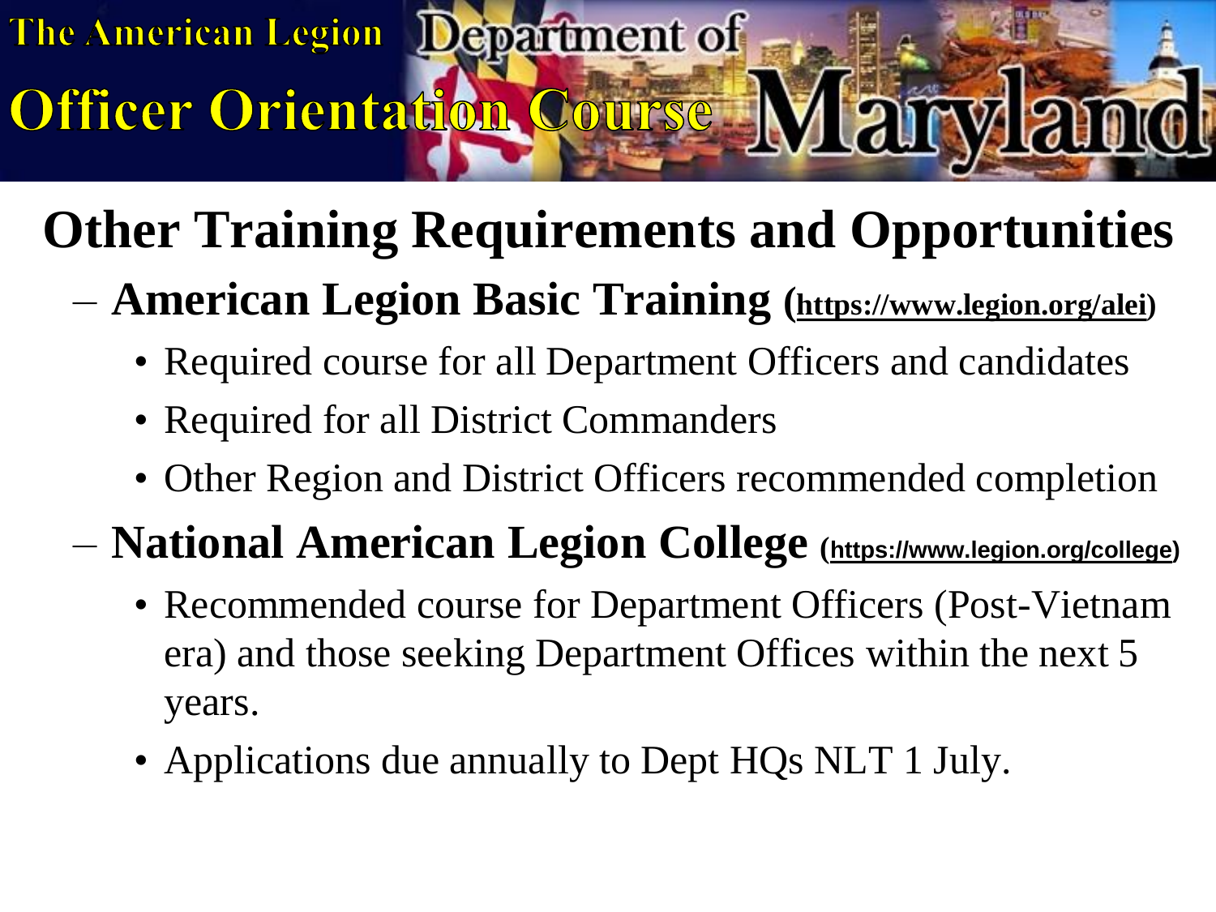# Other Training Requirements and Opportunities

- **American Legion Basic Training (https://www.legion.org/alei)**
  - Required course for all Department Officers and candidates
  - Required for all District Commanders
  - Other Region and District Officers recommended completion
- **National American Legion College (https://www.legion.org/college)**
  - Recommended course for Department Officers (Post-Vietnam era) and those seeking Department Offices within the next 5 years.
  - Applications due annually to Dept HQs NLT 1 July.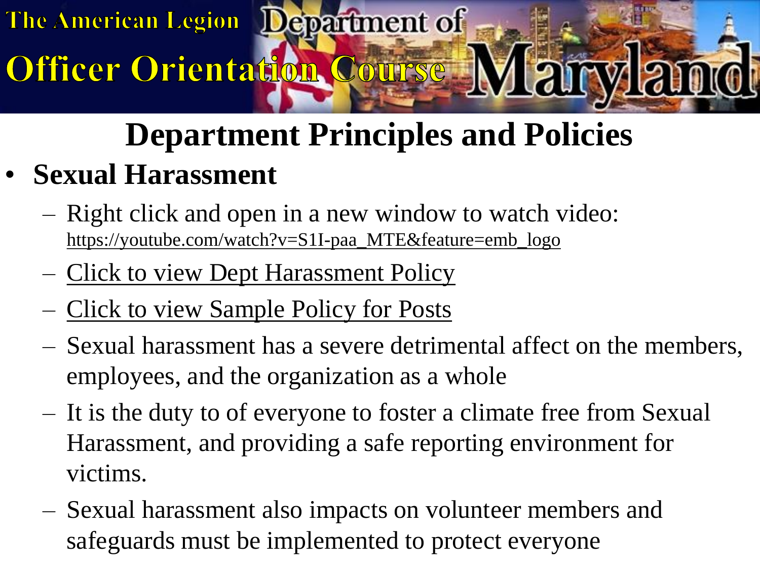The American Legion Officer Orientation Course — Department of Maryland

# Department Principles and Policies

- **Sexual Harassment**
  - Right click and open in a new window to watch video: https://youtube.com/watch?v=S1I-paa_MTE&feature=emb_logo
  - Click to view Dept Harassment Policy
  - Click to view Sample Policy for Posts
  - Sexual harassment has a severe detrimental affect on the members, employees, and the organization as a whole
  - It is the duty to of everyone to foster a climate free from Sexual Harassment, and providing a safe reporting environment for victims.
  - Sexual harassment also impacts on volunteer members and safeguards must be implemented to protect everyone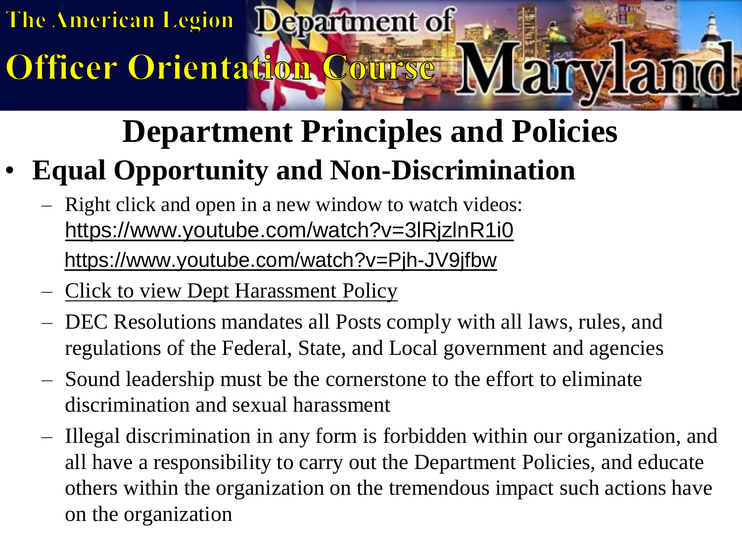# Department Principles and Policies

- **Equal Opportunity and Non-Discrimination**
  - Right click and open in a new window to watch videos: https://www.youtube.com/watch?v=3lRjzlnR1i0 https://www.youtube.com/watch?v=Pjh-JV9jfbw
  - Click to view Dept Harassment Policy
  - DEC Resolutions mandates all Posts comply with all laws, rules, and regulations of the Federal, State, and Local government and agencies
  - Sound leadership must be the cornerstone to the effort to eliminate discrimination and sexual harassment
  - Illegal discrimination in any form is forbidden within our organization, and all have a responsibility to carry out the Department Policies, and educate others within the organization on the tremendous impact such actions have on the organization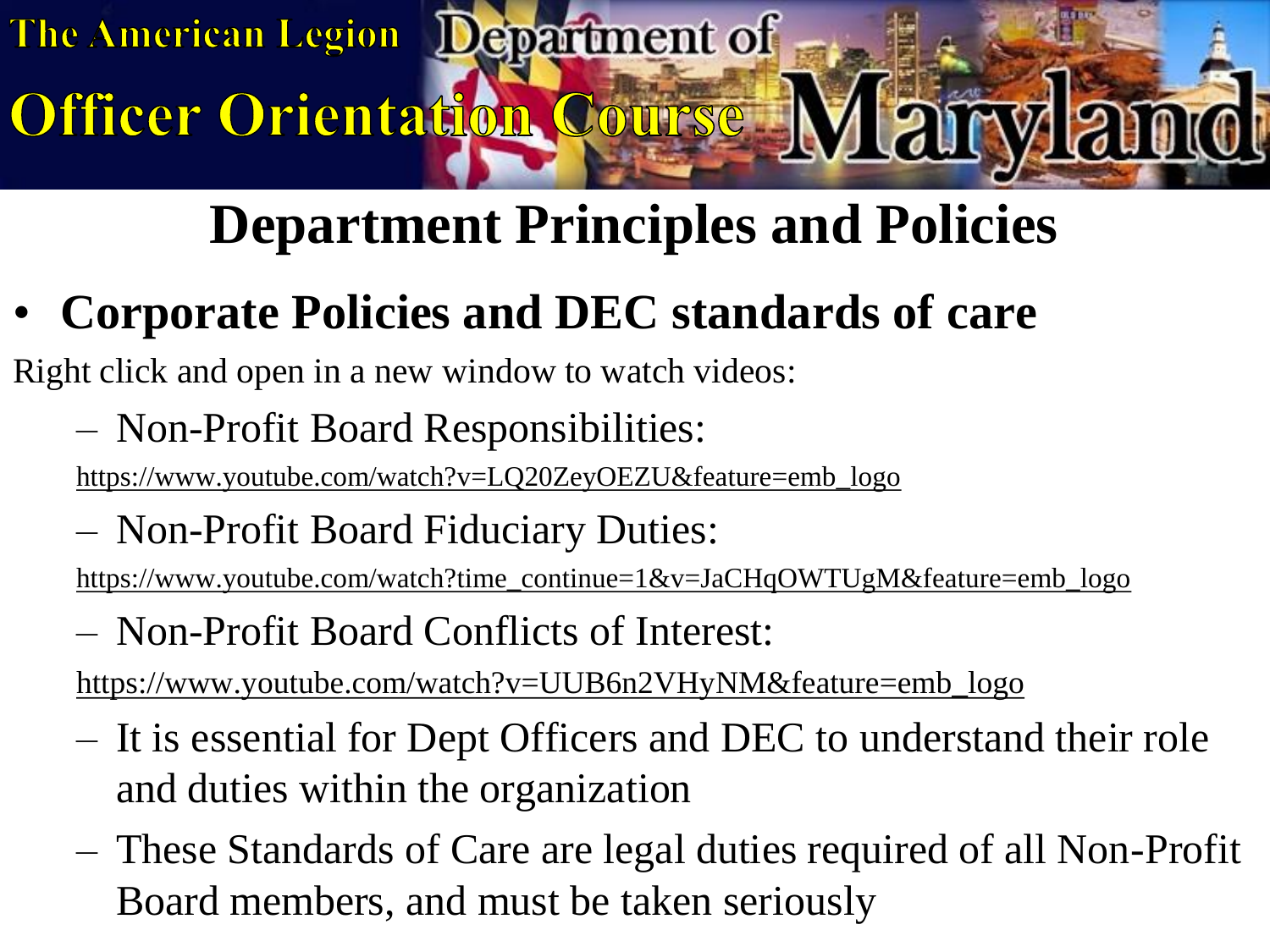# Department Principles and Policies

- **Corporate Policies and DEC standards of care**

Right click and open in a new window to watch videos:

- Non-Profit Board Responsibilities:

  https://www.youtube.com/watch?v=LQ20ZeyOEZU&feature=emb_logo

- Non-Profit Board Fiduciary Duties:

  https://www.youtube.com/watch?time_continue=1&v=JaCHqOWTUgM&feature=emb_logo

- Non-Profit Board Conflicts of Interest:

  https://www.youtube.com/watch?v=UUB6n2VHyNM&feature=emb_logo

- It is essential for Dept Officers and DEC to understand their role and duties within the organization
- These Standards of Care are legal duties required of all Non-Profit Board members, and must be taken seriously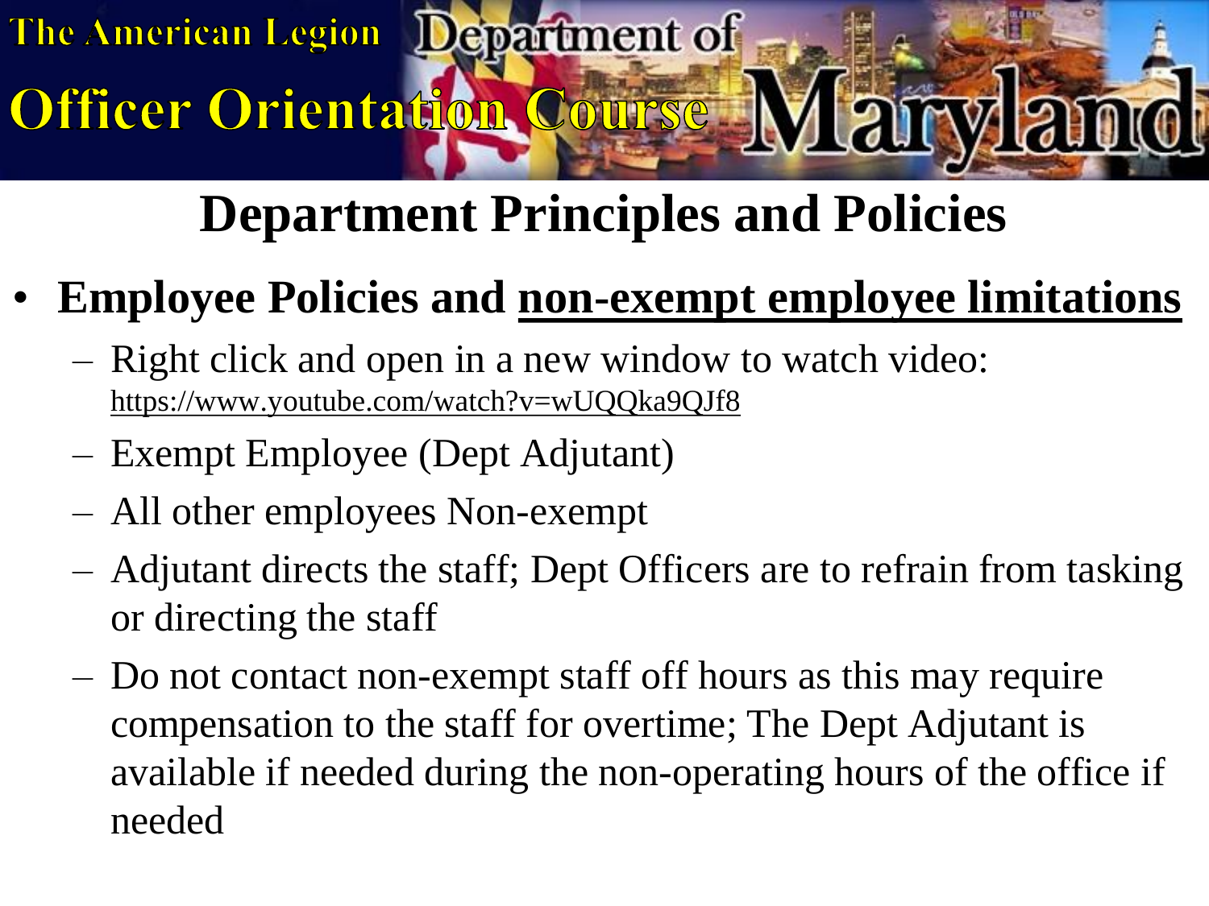# Department Principles and Policies

- **Employee Policies and <u>non-exempt employee limitations</u>**
  - Right click and open in a new window to watch video: https://www.youtube.com/watch?v=wUQQka9QJf8
  - Exempt Employee (Dept Adjutant)
  - All other employees Non-exempt
  - Adjutant directs the staff; Dept Officers are to refrain from tasking or directing the staff
  - Do not contact non-exempt staff off hours as this may require compensation to the staff for overtime; The Dept Adjutant is available if needed during the non-operating hours of the office if needed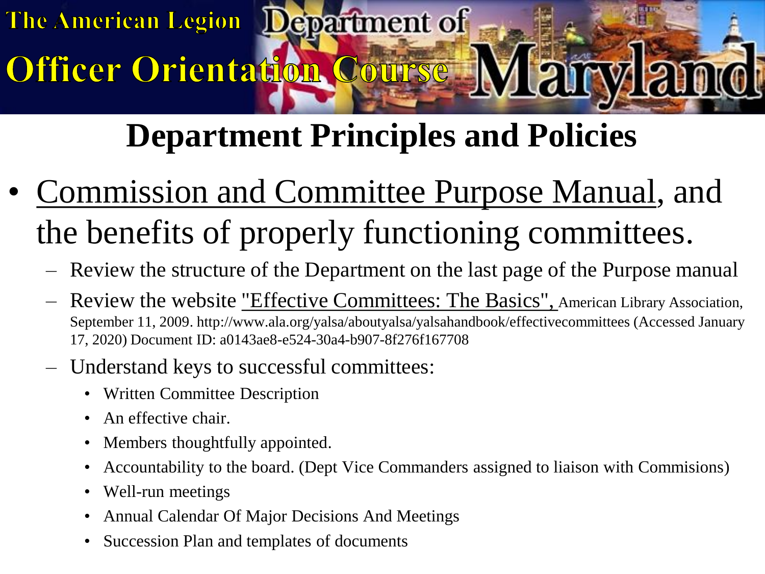# Department Principles and Policies

- Commission and Committee Purpose Manual, and the benefits of properly functioning committees.
  - Review the structure of the Department on the last page of the Purpose manual
  - Review the website "Effective Committees: The Basics", American Library Association, September 11, 2009. http://www.ala.org/yalsa/aboutyalsa/yalsahandbook/effectivecommittees (Accessed January 17, 2020) Document ID: a0143ae8-e524-30a4-b907-8f276f167708
  - Understand keys to successful committees:
    - Written Committee Description
    - An effective chair.
    - Members thoughtfully appointed.
    - Accountability to the board. (Dept Vice Commanders assigned to liaison with Commisions)
    - Well-run meetings
    - Annual Calendar Of Major Decisions And Meetings
    - Succession Plan and templates of documents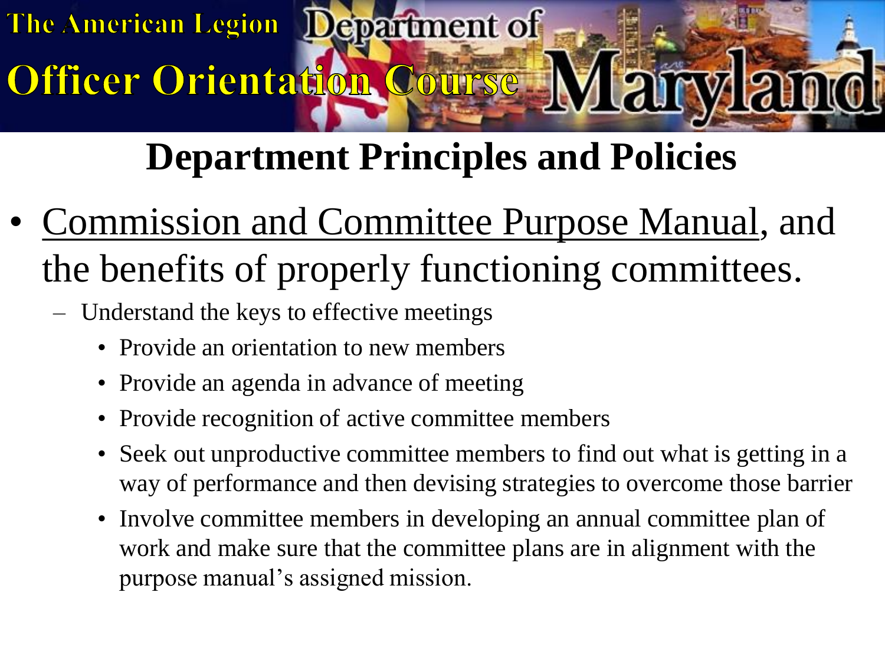# Department Principles and Policies

- Commission and Committee Purpose Manual, and the benefits of properly functioning committees.
  - Understand the keys to effective meetings
    - Provide an orientation to new members
    - Provide an agenda in advance of meeting
    - Provide recognition of active committee members
    - Seek out unproductive committee members to find out what is getting in a way of performance and then devising strategies to overcome those barrier
    - Involve committee members in developing an annual committee plan of work and make sure that the committee plans are in alignment with the purpose manual's assigned mission.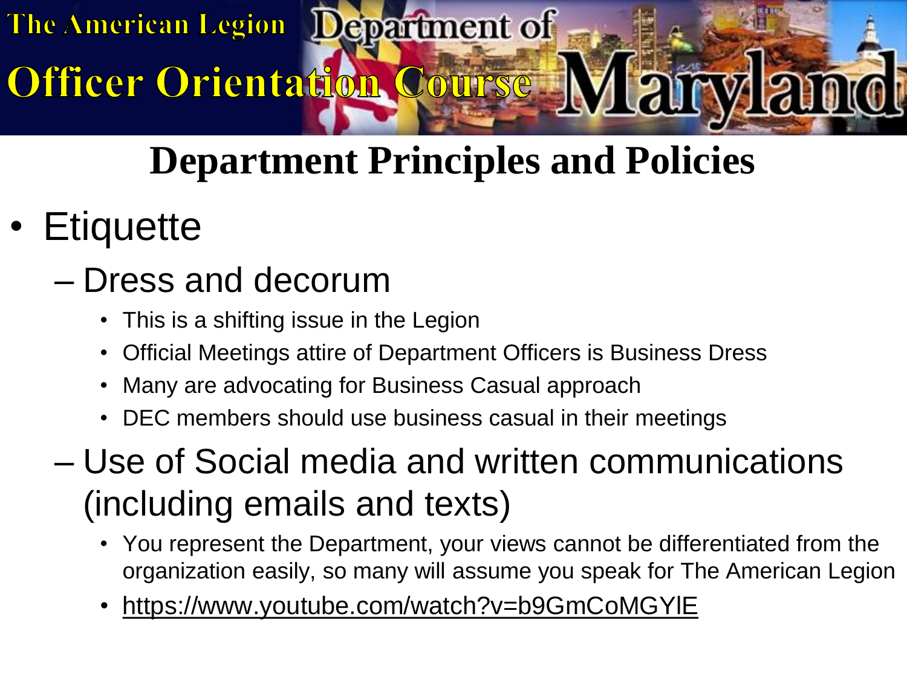# Department Principles and Policies

- Etiquette
  - Dress and decorum
    - This is a shifting issue in the Legion
    - Official Meetings attire of Department Officers is Business Dress
    - Many are advocating for Business Casual approach
    - DEC members should use business casual in their meetings
  - Use of Social media and written communications (including emails and texts)
    - You represent the Department, your views cannot be differentiated from the organization easily, so many will assume you speak for The American Legion
    - https://www.youtube.com/watch?v=b9GmCoMGYlE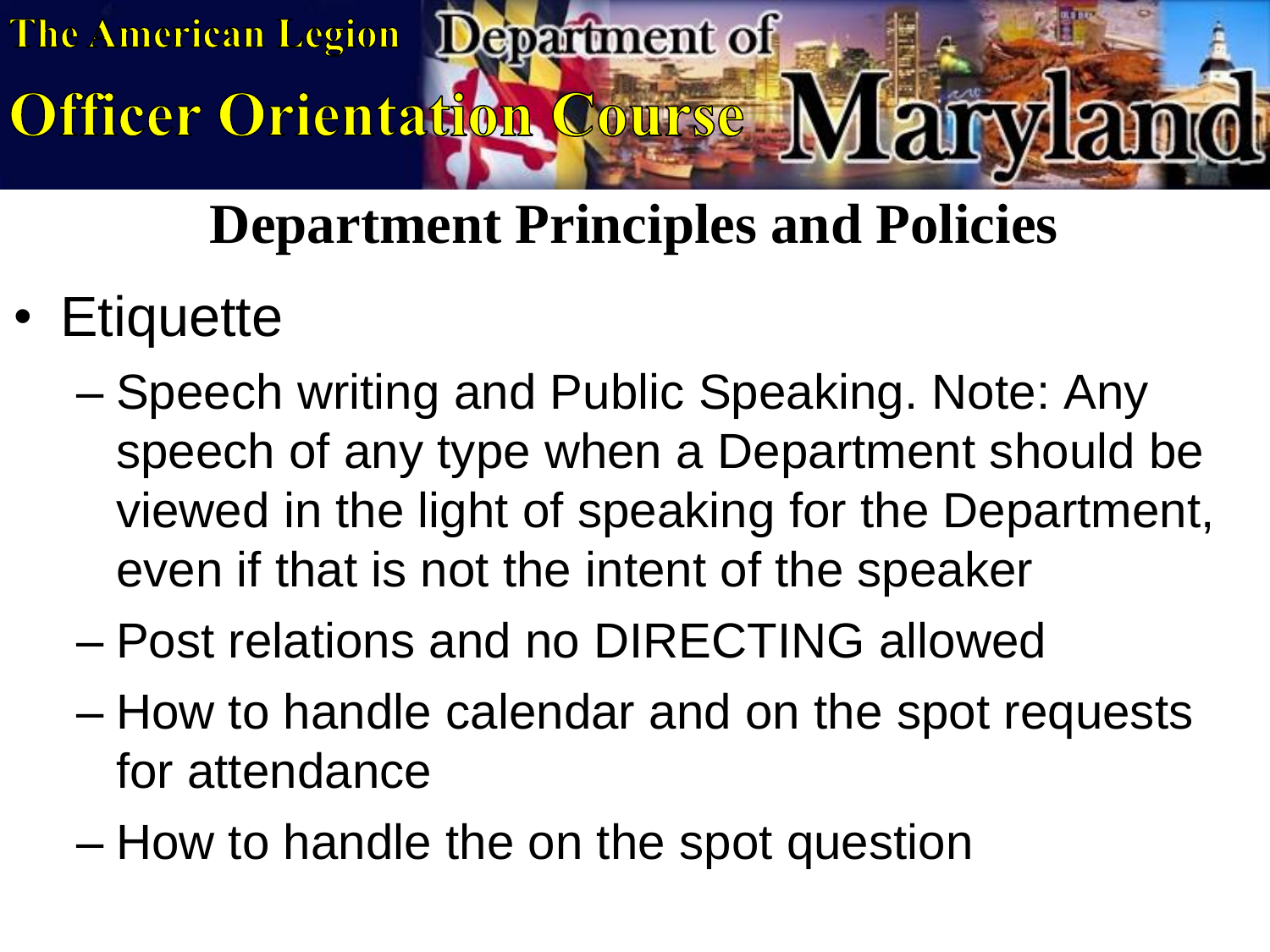The American Legion Department of Maryland

Officer Orientation Course

## Department Principles and Policies

- Etiquette
  - Speech writing and Public Speaking. Note: Any speech of any type when a Department should be viewed in the light of speaking for the Department, even if that is not the intent of the speaker
  - Post relations and no DIRECTING allowed
  - How to handle calendar and on the spot requests for attendance
  - How to handle the on the spot question